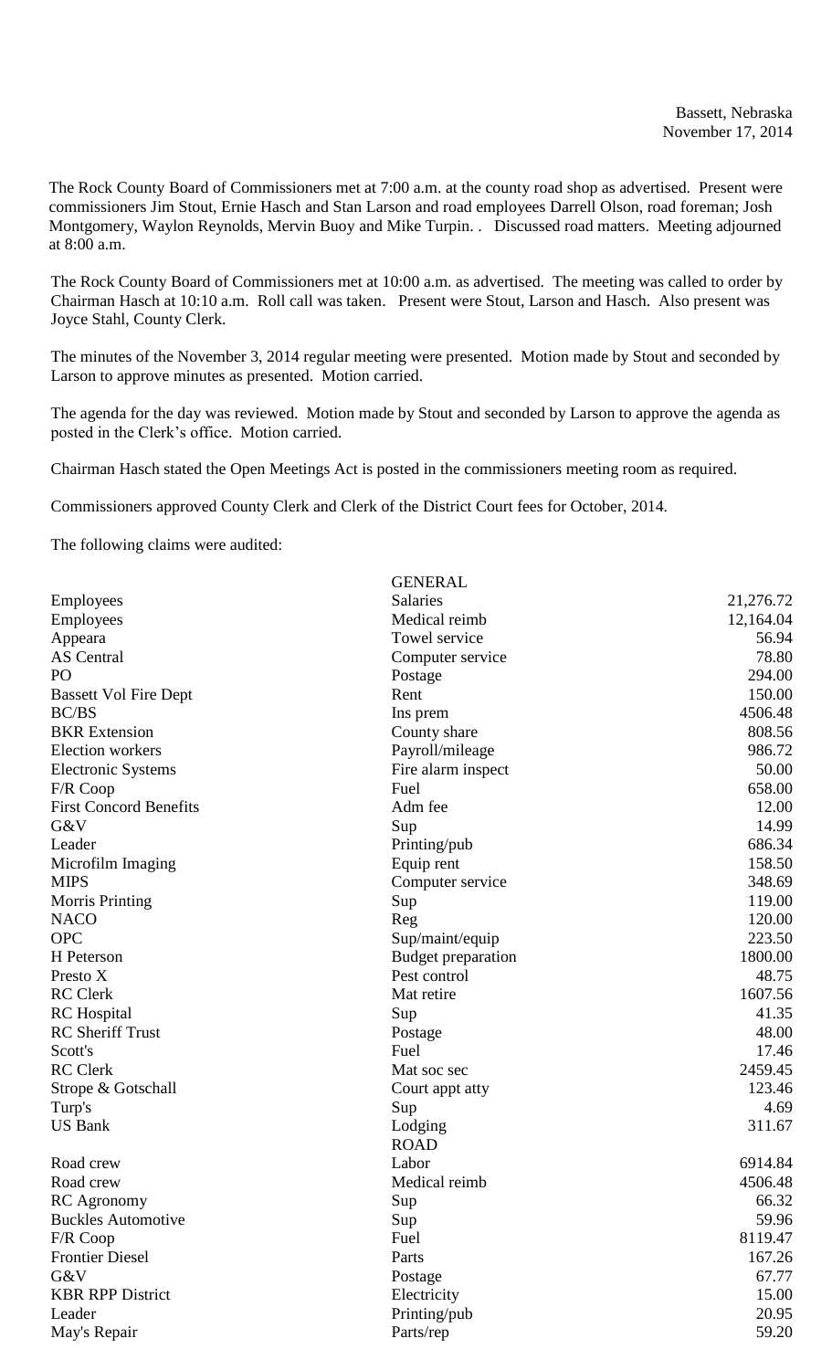Bassett, Nebraska
November 17, 2014

The Rock County Board of Commissioners met at 7:00 a.m. at the county road shop as advertised. Present were commissioners Jim Stout, Ernie Hasch and Stan Larson and road employees Darrell Olson, road foreman; Josh Montgomery, Waylon Reynolds, Mervin Buoy and Mike Turpin. . Discussed road matters. Meeting adjourned at 8:00 a.m.

The Rock County Board of Commissioners met at 10:00 a.m. as advertised. The meeting was called to order by Chairman Hasch at 10:10 a.m. Roll call was taken. Present were Stout, Larson and Hasch. Also present was Joyce Stahl, County Clerk.

The minutes of the November 3, 2014 regular meeting were presented. Motion made by Stout and seconded by Larson to approve minutes as presented. Motion carried.

The agenda for the day was reviewed. Motion made by Stout and seconded by Larson to approve the agenda as posted in the Clerk's office. Motion carried.

Chairman Hasch stated the Open Meetings Act is posted in the commissioners meeting room as required.

Commissioners approved County Clerk and Clerk of the District Court fees for October, 2014.

The following claims were audited:

| | GENERAL | |
|---|---|---|
| Employees | Salaries | 21,276.72 |
| Employees | Medical reimb | 12,164.04 |
| Appeara | Towel service | 56.94 |
| AS Central | Computer service | 78.80 |
| PO | Postage | 294.00 |
| Bassett Vol Fire Dept | Rent | 150.00 |
| BC/BS | Ins prem | 4506.48 |
| BKR Extension | County share | 808.56 |
| Election workers | Payroll/mileage | 986.72 |
| Electronic Systems | Fire alarm inspect | 50.00 |
| F/R Coop | Fuel | 658.00 |
| First Concord Benefits | Adm fee | 12.00 |
| G&V | Sup | 14.99 |
| Leader | Printing/pub | 686.34 |
| Microfilm Imaging | Equip rent | 158.50 |
| MIPS | Computer service | 348.69 |
| Morris Printing | Sup | 119.00 |
| NACO | Reg | 120.00 |
| OPC | Sup/maint/equip | 223.50 |
| H Peterson | Budget preparation | 1800.00 |
| Presto X | Pest control | 48.75 |
| RC Clerk | Mat retire | 1607.56 |
| RC Hospital | Sup | 41.35 |
| RC Sheriff Trust | Postage | 48.00 |
| Scott's | Fuel | 17.46 |
| RC Clerk | Mat soc sec | 2459.45 |
| Strope & Gotschall | Court appt atty | 123.46 |
| Turp's | Sup | 4.69 |
| US Bank | Lodging | 311.67 |
| | ROAD | |
| Road crew | Labor | 6914.84 |
| Road crew | Medical reimb | 4506.48 |
| RC Agronomy | Sup | 66.32 |
| Buckles Automotive | Sup | 59.96 |
| F/R Coop | Fuel | 8119.47 |
| Frontier Diesel | Parts | 167.26 |
| G&V | Postage | 67.77 |
| KBR RPP District | Electricity | 15.00 |
| Leader | Printing/pub | 20.95 |
| May's Repair | Parts/rep | 59.20 |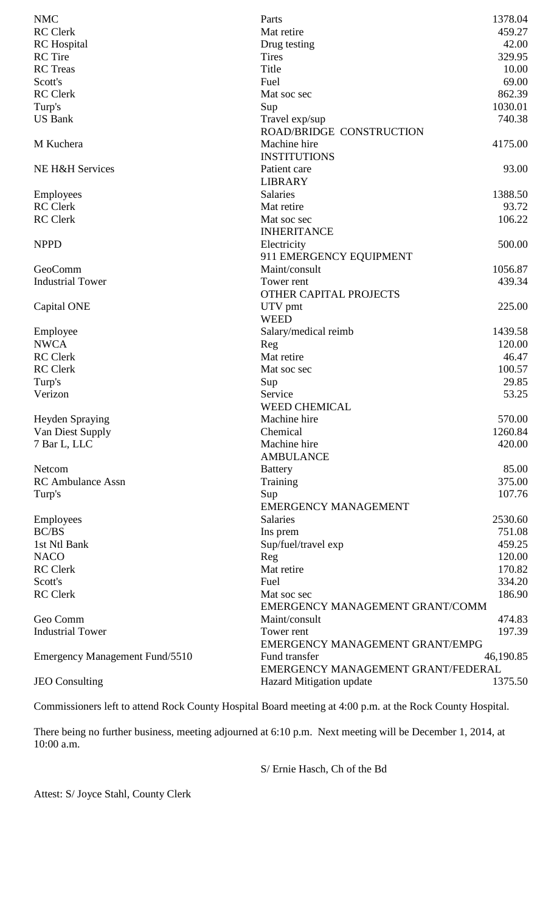| | | |
|---|---|---|
| NMC | Parts | 1378.04 |
| RC Clerk | Mat retire | 459.27 |
| RC Hospital | Drug testing | 42.00 |
| RC Tire | Tires | 329.95 |
| RC Treas | Title | 10.00 |
| Scott's | Fuel | 69.00 |
| RC Clerk | Mat soc sec | 862.39 |
| Turp's | Sup | 1030.01 |
| US Bank | Travel exp/sup | 740.38 |
| | ROAD/BRIDGE CONSTRUCTION | |
| M Kuchera | Machine hire | 4175.00 |
| | INSTITUTIONS | |
| NE H&H Services | Patient care | 93.00 |
| | LIBRARY | |
| Employees | Salaries | 1388.50 |
| RC Clerk | Mat retire | 93.72 |
| RC Clerk | Mat soc sec | 106.22 |
| | INHERITANCE | |
| NPPD | Electricity | 500.00 |
| | 911 EMERGENCY EQUIPMENT | |
| GeoComm | Maint/consult | 1056.87 |
| Industrial Tower | Tower rent | 439.34 |
| | OTHER CAPITAL PROJECTS | |
| Capital ONE | UTV pmt | 225.00 |
| | WEED | |
| Employee | Salary/medical reimb | 1439.58 |
| NWCA | Reg | 120.00 |
| RC Clerk | Mat retire | 46.47 |
| RC Clerk | Mat soc sec | 100.57 |
| Turp's | Sup | 29.85 |
| Verizon | Service | 53.25 |
| | WEED CHEMICAL | |
| Heyden Spraying | Machine hire | 570.00 |
| Van Diest Supply | Chemical | 1260.84 |
| 7 Bar L, LLC | Machine hire | 420.00 |
| | AMBULANCE | |
| Netcom | Battery | 85.00 |
| RC Ambulance Assn | Training | 375.00 |
| Turp's | Sup | 107.76 |
| | EMERGENCY MANAGEMENT | |
| Employees | Salaries | 2530.60 |
| BC/BS | Ins prem | 751.08 |
| 1st Ntl Bank | Sup/fuel/travel exp | 459.25 |
| NACO | Reg | 120.00 |
| RC Clerk | Mat retire | 170.82 |
| Scott's | Fuel | 334.20 |
| RC Clerk | Mat soc sec | 186.90 |
| | EMERGENCY MANAGEMENT GRANT/COMM | |
| Geo Comm | Maint/consult | 474.83 |
| Industrial Tower | Tower rent | 197.39 |
| | EMERGENCY MANAGEMENT GRANT/EMPG | |
| Emergency Management Fund/5510 | Fund transfer | 46,190.85 |
| | EMERGENCY MANAGEMENT GRANT/FEDERAL | |
| JEO Consulting | Hazard Mitigation update | 1375.50 |

Commissioners left to attend Rock County Hospital Board meeting at 4:00 p.m. at the Rock County Hospital.

There being no further business, meeting adjourned at 6:10 p.m. Next meeting will be December 1, 2014, at 10:00 a.m.

S/ Ernie Hasch, Ch of the Bd

Attest: S/ Joyce Stahl, County Clerk